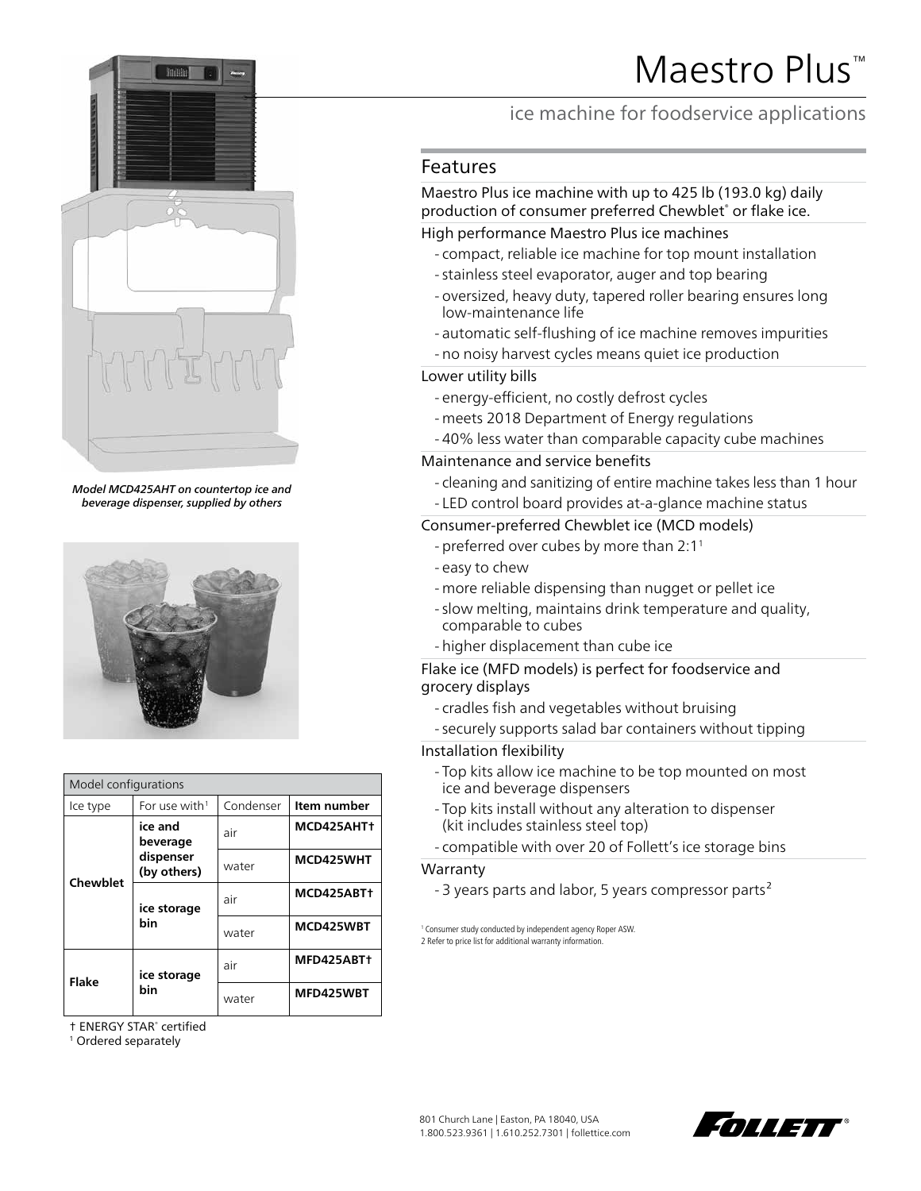# Maestro Plus™

## ice machine for foodservice applications

*Model MCD425AHT on countertop ice and beverage dispenser, supplied by others*

| Model configurations | | | |
|---|---|---|---|
| Ice type | For use with[1] | Condenser | **Item number** |
| **Chewblet** | **ice and beverage dispenser (by others)** | air | **MCD425AHT†** |
| | | water | **MCD425WHT** |
| | **ice storage bin** | air | **MCD425ABT†** |
| | | water | **MCD425WBT** |
| **Flake** | **ice storage bin** | air | **MFD425ABT†** |
| | | water | **MFD425WBT** |

† ENERGY STAR® certified
[1] Ordered separately

## Features

Maestro Plus ice machine with up to 425 lb (193.0 kg) daily production of consumer preferred Chewblet® or flake ice.

High performance Maestro Plus ice machines

- compact, reliable ice machine for top mount installation
- stainless steel evaporator, auger and top bearing
- oversized, heavy duty, tapered roller bearing ensures long low-maintenance life
- automatic self-flushing of ice machine removes impurities
- no noisy harvest cycles means quiet ice production

Lower utility bills

- energy-efficient, no costly defrost cycles
- meets 2018 Department of Energy regulations
- 40% less water than comparable capacity cube machines

Maintenance and service benefits

- cleaning and sanitizing of entire machine takes less than 1 hour
- LED control board provides at-a-glance machine status

Consumer-preferred Chewblet ice (MCD models)

- preferred over cubes by more than 2:1[1]
- easy to chew
- more reliable dispensing than nugget or pellet ice
- slow melting, maintains drink temperature and quality, comparable to cubes
- higher displacement than cube ice

Flake ice (MFD models) is perfect for foodservice and grocery displays

- cradles fish and vegetables without bruising
- securely supports salad bar containers without tipping

Installation flexibility

- Top kits allow ice machine to be top mounted on most ice and beverage dispensers
- Top kits install without any alteration to dispenser (kit includes stainless steel top)
- compatible with over 20 of Follett's ice storage bins

Warranty

- 3 years parts and labor, 5 years compressor parts[2]

[1] Consumer study conducted by independent agency Roper ASW.
2 Refer to price list for additional warranty information.

801 Church Lane | Easton, PA 18040, USA
1.800.523.9361 | 1.610.252.7301 | follettice.com

FOLLETT®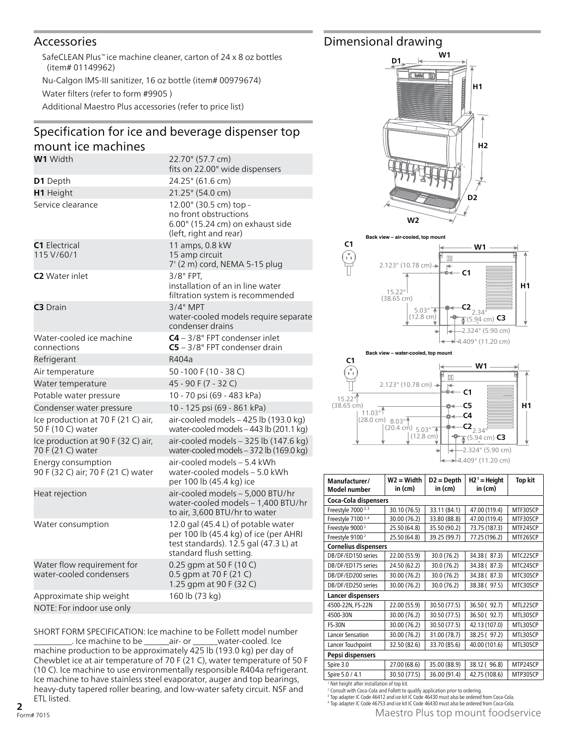## Accessories

SafeCLEAN Plus™ ice machine cleaner, carton of 24 x 8 oz bottles (item# 01149962)

Nu-Calgon IMS-III sanitizer, 16 oz bottle (item# 00979674)

Water filters (refer to form #9905 )

Additional Maestro Plus accessories (refer to price list)

## Specification for ice and beverage dispenser top mount ice machines

| | |
|---|---|
| **W1** Width | 22.70" (57.7 cm) fits on 22.00" wide dispensers |
| **D1** Depth | 24.25" (61.6 cm) |
| **H1** Height | 21.25" (54.0 cm) |
| Service clearance | 12.00" (30.5 cm) top - no front obstructions 6.00" (15.24 cm) on exhaust side (left, right and rear) |
| **C1** Electrical 115 V/60/1 | 11 amps, 0.8 kW 15 amp circuit 7' (2 m) cord, NEMA 5-15 plug |
| **C2** Water inlet | 3/8" FPT, installation of an in line water filtration system is recommended |
| **C3** Drain | 3/4" MPT water-cooled models require separate condenser drains |
| Water-cooled ice machine connections | **C4** – 3/8" FPT condenser inlet **C5** – 3/8" FPT condenser drain |
| Refrigerant | R404a |
| Air temperature | 50 -100 F (10 - 38 C) |
| Water temperature | 45 - 90 F (7 - 32 C) |
| Potable water pressure | 10 - 70 psi (69 - 483 kPa) |
| Condenser water pressure | 10 - 125 psi (69 - 861 kPa) |
| Ice production at 70 F (21 C) air, 50 F (10 C) water | air-cooled models – 425 lb (193.0 kg) water-cooled models – 443 lb (201.1 kg) |
| Ice production at 90 F (32 C) air, 70 F (21 C) water | air-cooled models – 325 lb (147.6 kg) water-cooled models – 372 lb (169.0 kg) |
| Energy consumption 90 F (32 C) air; 70 F (21 C) water | air-cooled models – 5.4 kWh water-cooled models – 5.0 kWh per 100 lb (45.4 kg) ice |
| Heat rejection | air-cooled models – 5,000 BTU/hr water-cooled models – 1,400 BTU/hr to air, 3,600 BTU/hr to water |
| Water consumption | 12.0 gal (45.4 L) of potable water per 100 lb (45.4 kg) of ice (per AHRI test standards). 12.5 gal (47.3 L) at standard flush setting. |
| Water flow requirement for water-cooled condensers | 0.25 gpm at 50 F (10 C) 0.5 gpm at 70 F (21 C) 1.25 gpm at 90 F (32 C) |
| Approximate ship weight | 160 lb (73 kg) |
| NOTE: For indoor use only | |

SHORT FORM SPECIFICATION: Ice machine to be Follett model number _________. Ice machine to be ______air- or ______water-cooled. Ice machine production to be approximately 425 lb (193.0 kg) per day of Chewblet ice at air temperature of 70 F (21 C), water temperature of 50 F (10 C). Ice machine to use environmentally responsible R404a refrigerant. Ice machine to have stainless steel evaporator, auger and top bearings, heavy-duty tapered roller bearing, and low-water safety circuit. NSF and ETL listed.

## Dimensional drawing

D1 W1 H1 H2 D2 W2

**Back view – air-cooled, top mount**

C1 W1 2.123" (10.78 cm) C1 H1 15.22" (38.65 cm) 5.03" (12.8 cm) C2 2.34" (5.94 cm) C3 2.324" (5.90 cm) 4.409" (11.20 cm)

**Back view – water-cooled, top mount**

C1 W1 2.123" (10.78 cm) C1 H1 15.22" (38.65 cm) C5 11.03" (28.0 cm) C4 8.03" (20.4 cm) 5.03" (12.8 cm) C2 2.34" (5.94 cm) C3 2.324" (5.90 cm) 4.409" (11.20 cm)

| Manufacturer/ Model number | W2 = Width in (cm) | D2 = Depth in (cm) | H2[1] = Height in (cm) | Top kit |
|---|---|---|---|---|
| **Coca-Cola dispensers** | | | | |
| Freestyle 7000 [2,3] | 30.10 (76.5) | 33.11 (84.1) | 47.00 (119.4) | MTF30SCP |
| Freestyle 7100 [2,4] | 30.00 (76.2) | 33.80 (88.8) | 47.00 (119.4) | MTF30SCP |
| Freestyle 9000 [2] | 25.50 (64.8) | 35.50 (90.2) | 73.75 (187.3) | MTF24SCP |
| Freestyle 9100 [2] | 25.50 (64.8) | 39.25 (99.7) | 77.25 (196.2) | MTF26SCP |
| **Cornelius dispensers** | | | | |
| DB/DF/ED150 series | 22.00 (55.9) | 30.0 (76.2) | 34.38 ( 87.3) | MTC22SCP |
| DB/DF/ED175 series | 24.50 (62.2) | 30.0 (76.2) | 34.38 ( 87.3) | MTC24SCP |
| DB/DF/ED200 series | 30.00 (76.2) | 30.0 (76.2) | 34.38 ( 87.3) | MTC30SCP |
| DB/DF/ED250 series | 30.00 (76.2) | 30.0 (76.2) | 38.38 ( 97.5) | MTC30SCP |
| **Lancer dispensers** | | | | |
| 4500-22N, FS-22N | 22.00 (55.9) | 30.50 (77.5) | 36.50 ( 92.7) | MTL22SCP |
| 4500-30N | 30.00 (76.2) | 30.50 (77.5) | 36.50 ( 92.7) | MTL30SCP |
| FS-30N | 30.00 (76.2) | 30.50 (77.5) | 42.13 (107.0) | MTL30SCP |
| Lancer Sensation | 30.00 (76.2) | 31.00 (78.7) | 38.25 ( 97.2) | MTL30SCP |
| Lancer Touchpoint | 32.50 (82.6) | 33.70 (85.6) | 40.00 (101.6) | MTL30SCP |
| **Pepsi dispensers** | | | | |
| Spire 3.0 | 27.00 (68.6) | 35.00 (88.9) | 38.12 ( 96.8) | MTP24SCP |
| Spire 5.0 / 4.1 | 30.50 (77.5) | 36.00 (91.4) | 42.75 (108.6) | MTP30SCP |

[1] Net height after installation of top kit.
[2] Consult with Coca-Cola and Follett to qualify application prior to ordering.
[3] Top adapter IC Code 46412 and ice kit IC Code 46430 must also be ordered from Coca-Cola.
[4] Top adapter IC Code 46753 and ice kit IC Code 46430 must also be ordered from Coca-Cola.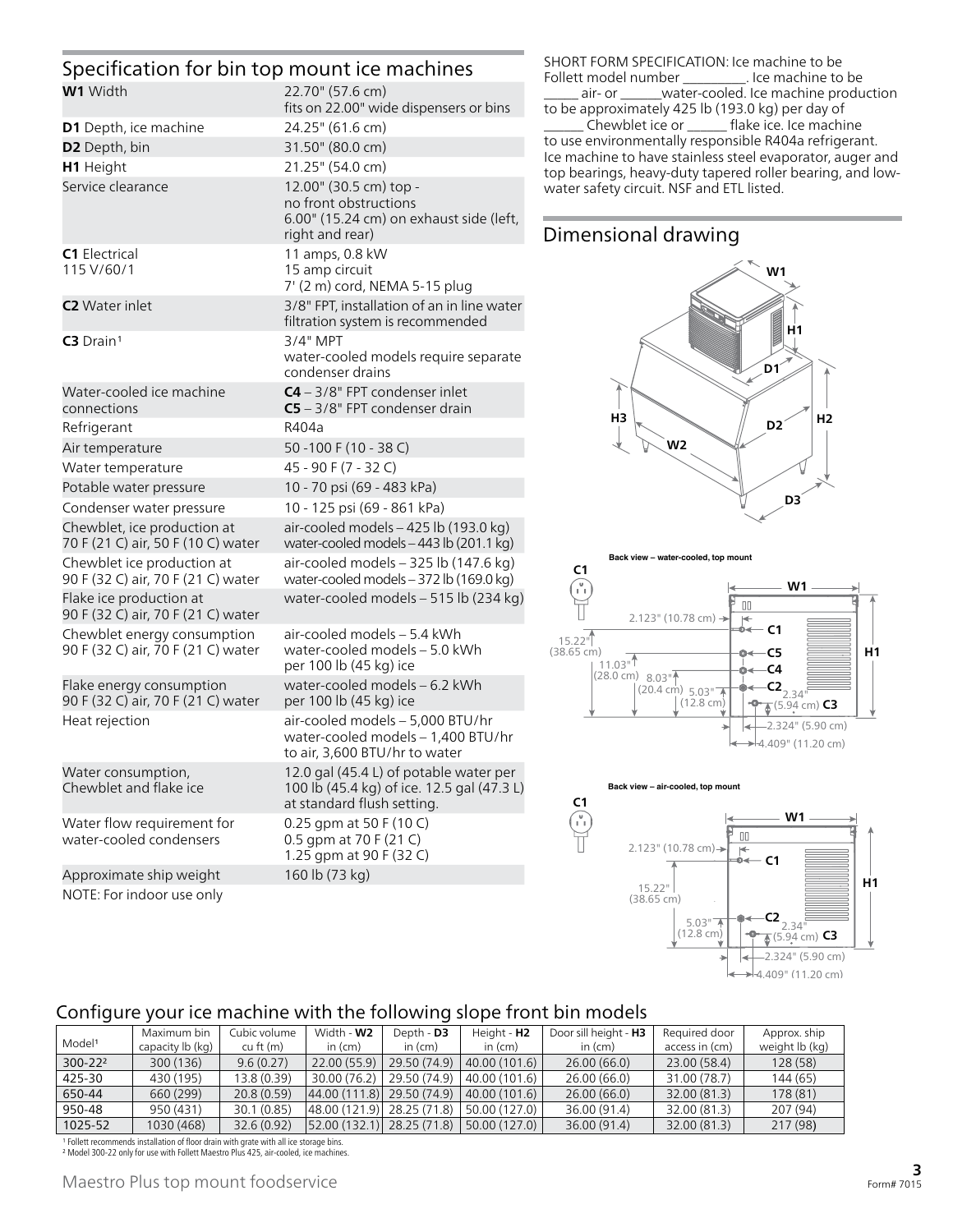## Specification for bin top mount ice machines

| | |
|---|---|
| **W1** Width | 22.70" (57.6 cm) fits on 22.00" wide dispensers or bins |
| **D1** Depth, ice machine | 24.25" (61.6 cm) |
| **D2** Depth, bin | 31.50" (80.0 cm) |
| **H1** Height | 21.25" (54.0 cm) |
| Service clearance | 12.00" (30.5 cm) top - no front obstructions 6.00" (15.24 cm) on exhaust side (left, right and rear) |
| **C1** Electrical 115 V/60/1 | 11 amps, 0.8 kW 15 amp circuit 7' (2 m) cord, NEMA 5-15 plug |
| **C2** Water inlet | 3/8" FPT, installation of an in line water filtration system is recommended |
| **C3** Drain[1] | 3/4" MPT water-cooled models require separate condenser drains |
| Water-cooled ice machine connections | **C4** – 3/8" FPT condenser inlet **C5** – 3/8" FPT condenser drain |
| Refrigerant | R404a |
| Air temperature | 50 -100 F (10 - 38 C) |
| Water temperature | 45 - 90 F (7 - 32 C) |
| Potable water pressure | 10 - 70 psi (69 - 483 kPa) |
| Condenser water pressure | 10 - 125 psi (69 - 861 kPa) |
| Chewblet, ice production at 70 F (21 C) air, 50 F (10 C) water | air-cooled models – 425 lb (193.0 kg) water-cooled models – 443 lb (201.1 kg) |
| Chewblet ice production at 90 F (32 C) air, 70 F (21 C) water | air-cooled models – 325 lb (147.6 kg) water-cooled models – 372 lb (169.0 kg) |
| Flake ice production at 90 F (32 C) air, 70 F (21 C) water | water-cooled models – 515 lb (234 kg) |
| Chewblet energy consumption 90 F (32 C) air, 70 F (21 C) water | air-cooled models – 5.4 kWh water-cooled models – 5.0 kWh per 100 lb (45 kg) ice |
| Flake energy consumption 90 F (32 C) air, 70 F (21 C) water | water-cooled models – 6.2 kWh per 100 lb (45 kg) ice |
| Heat rejection | air-cooled models – 5,000 BTU/hr water-cooled models – 1,400 BTU/hr to air, 3,600 BTU/hr to water |
| Water consumption, Chewblet and flake ice | 12.0 gal (45.4 L) of potable water per 100 lb (45.4 kg) of ice. 12.5 gal (47.3 L) at standard flush setting. |
| Water flow requirement for water-cooled condensers | 0.25 gpm at 50 F (10 C) 0.5 gpm at 70 F (21 C) 1.25 gpm at 90 F (32 C) |
| Approximate ship weight | 160 lb (73 kg) |

NOTE: For indoor use only

SHORT FORM SPECIFICATION: Ice machine to be Follett model number _________. Ice machine to be _____ air- or ______water-cooled. Ice machine production to be approximately 425 lb (193.0 kg) per day of ______ Chewblet ice or ______ flake ice. Ice machine to use environmentally responsible R404a refrigerant. Ice machine to have stainless steel evaporator, auger and top bearings, heavy-duty tapered roller bearing, and low-water safety circuit. NSF and ETL listed.

## Dimensional drawing

W1
H1
D1
H3
D2
H2
W2
D3

Back view – water-cooled, top mount

C1
W1
2.123" (10.78 cm)
C1
15.22" (38.65 cm)
C5
H1
11.03" (28.0 cm)
C4
8.03" (20.4 cm)
C2
5.03" (12.8 cm)
2.34" (5.94 cm) C3
2.324" (5.90 cm)
4.409" (11.20 cm)

Back view – air-cooled, top mount

C1
W1
2.123" (10.78 cm)
C1
15.22" (38.65 cm)
H1
5.03" (12.8 cm)
C2
2.34" (5.94 cm) C3
2.324" (5.90 cm)
4.409" (11.20 cm)

## Configure your ice machine with the following slope front bin models

| Model[1] | Maximum bin capacity lb (kg) | Cubic volume cu ft (m) | Width - **W2** in (cm) | Depth - **D3** in (cm) | Height - **H2** in (cm) | Door sill height - **H3** in (cm) | Required door access in (cm) | Approx. ship weight lb (kg) |
|---|---|---|---|---|---|---|---|---|
| 300-22[2] | 300 (136) | 9.6 (0.27) | 22.00 (55.9) | 29.50 (74.9) | 40.00 (101.6) | 26.00 (66.0) | 23.00 (58.4) | 128 (58) |
| 425-30 | 430 (195) | 13.8 (0.39) | 30.00 (76.2) | 29.50 (74.9) | 40.00 (101.6) | 26.00 (66.0) | 31.00 (78.7) | 144 (65) |
| 650-44 | 660 (299) | 20.8 (0.59) | 44.00 (111.8) | 29.50 (74.9) | 40.00 (101.6) | 26.00 (66.0) | 32.00 (81.3) | 178 (81) |
| 950-48 | 950 (431) | 30.1 (0.85) | 48.00 (121.9) | 28.25 (71.8) | 50.00 (127.0) | 36.00 (91.4) | 32.00 (81.3) | 207 (94) |
| 1025-52 | 1030 (468) | 32.6 (0.92) | 52.00 (132.1) | 28.25 (71.8) | 50.00 (127.0) | 36.00 (91.4) | 32.00 (81.3) | 217 (98) |

[1] Follett recommends installation of floor drain with grate with all ice storage bins.
[2] Model 300-22 only for use with Follett Maestro Plus 425, air-cooled, ice machines.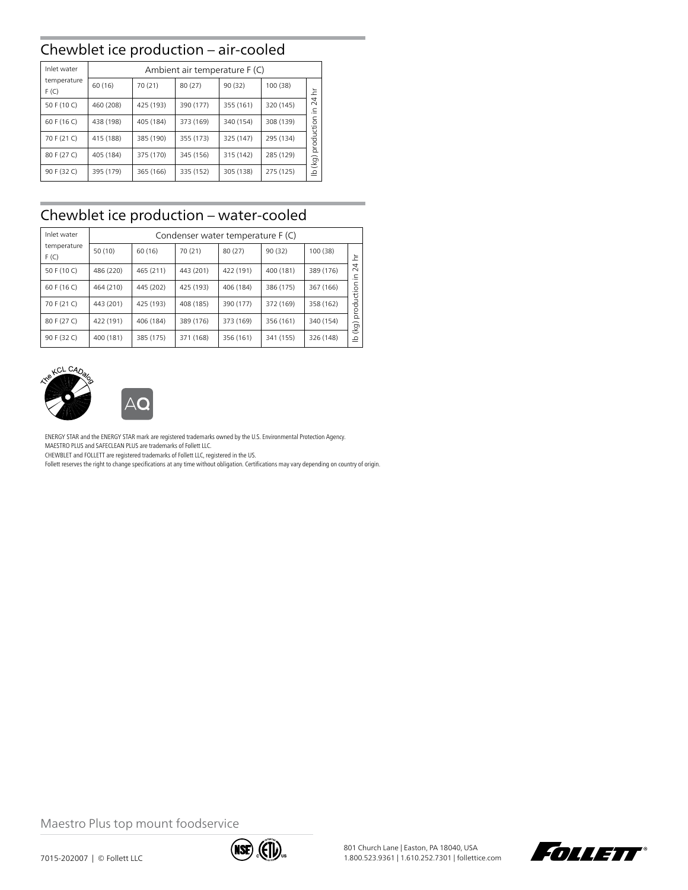## Chewblet ice production – air-cooled

| Inlet water temperature F (C) | Ambient air temperature F (C) | | | | | |
|---|---|---|---|---|---|---|
| | 60 (16) | 70 (21) | 80 (27) | 90 (32) | 100 (38) | lb (kg) production in 24 hr |
| 50 F (10 C) | 460 (208) | 425 (193) | 390 (177) | 355 (161) | 320 (145) | |
| 60 F (16 C) | 438 (198) | 405 (184) | 373 (169) | 340 (154) | 308 (139) | |
| 70 F (21 C) | 415 (188) | 385 (190) | 355 (173) | 325 (147) | 295 (134) | |
| 80 F (27 C) | 405 (184) | 375 (170) | 345 (156) | 315 (142) | 285 (129) | |
| 90 F (32 C) | 395 (179) | 365 (166) | 335 (152) | 305 (138) | 275 (125) | |

## Chewblet ice production – water-cooled

| Inlet water temperature F (C) | Condenser water temperature F (C) | | | | | | |
|---|---|---|---|---|---|---|---|
| | 50 (10) | 60 (16) | 70 (21) | 80 (27) | 90 (32) | 100 (38) | lb (kg) production in 24 hr |
| 50 F (10 C) | 486 (220) | 465 (211) | 443 (201) | 422 (191) | 400 (181) | 389 (176) | |
| 60 F (16 C) | 464 (210) | 445 (202) | 425 (193) | 406 (184) | 386 (175) | 367 (166) | |
| 70 F (21 C) | 443 (201) | 425 (193) | 408 (185) | 390 (177) | 372 (169) | 358 (162) | |
| 80 F (27 C) | 422 (191) | 406 (184) | 389 (176) | 373 (169) | 356 (161) | 340 (154) | |
| 90 F (32 C) | 400 (181) | 385 (175) | 371 (168) | 356 (161) | 341 (155) | 326 (148) | |

The KCL CADalog

AQ

ENERGY STAR and the ENERGY STAR mark are registered trademarks owned by the U.S. Environmental Protection Agency.
MAESTRO PLUS and SAFECLEAN PLUS are trademarks of Follett LLC.
CHEWBLET and FOLLETT are registered trademarks of Follett LLC, registered in the US.
Follett reserves the right to change specifications at any time without obligation. Certifications may vary depending on country of origin.

Maestro Plus top mount foodservice

7015-202007 | © Follett LLC

801 Church Lane | Easton, PA 18040, USA
1.800.523.9361 | 1.610.252.7301 | follettice.com

FOLLETT®